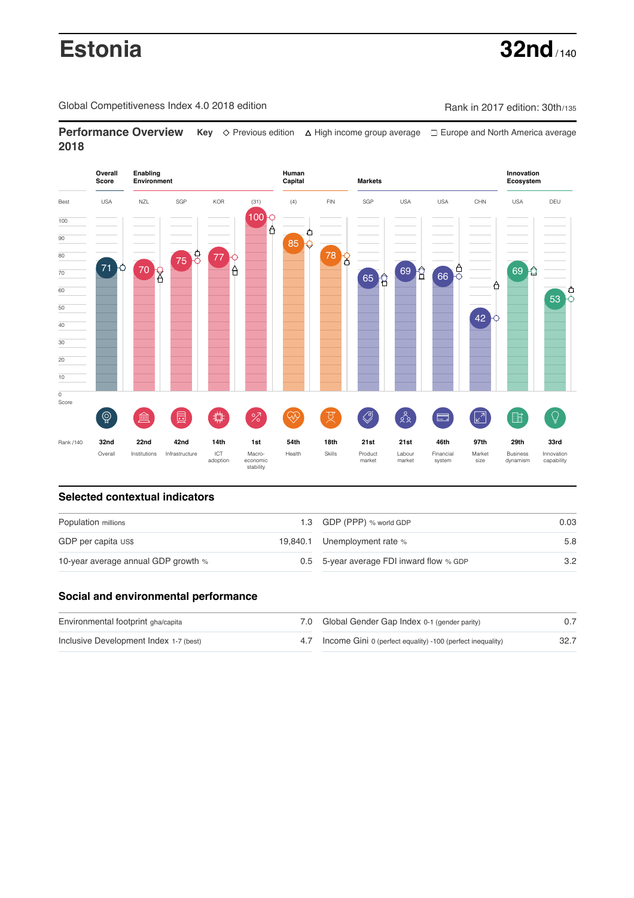# Estonia

**32nd** / 140

Global Competitiveness Index 4.0 2018 edition

Rank in 2017 edition: 30th/135

## Performance Overview 2018

**Key** ◇ Previous edition △ High income group average □ Europe and North America average

| | Overall Score | Enabling Environment | | | | Human Capital | | Markets | | | | Innovation Ecosystem | |
|---|---|---|---|---|---|---|---|---|---|---|---|---|---|
| Best | USA | NZL | SGP | KOR | (31) | (4) | FIN | SGP | USA | USA | CHN | USA | DEU |
| Score | 71 | 70 | 75 | 77 | 100 | 85 | 78 | 65 | 69 | 66 | 42 | 69 | 53 |
| Rank /140 | 32nd | 22nd | 42nd | 14th | 1st | 54th | 18th | 21st | 21st | 46th | 97th | 29th | 33rd |
| | Overall | Institutions | Infrastructure | ICT adoption | Macro-economic stability | Health | Skills | Product market | Labour market | Financial system | Market size | Business dynamism | Innovation capability |

## Selected contextual indicators

| | | | |
|---|---|---|---|
| Population millions | 1.3 | GDP (PPP) % world GDP | 0.03 |
| GDP per capita US$ | 19,840.1 | Unemployment rate % | 5.8 |
| 10-year average annual GDP growth % | 0.5 | 5-year average FDI inward flow % GDP | 3.2 |

## Social and environmental performance

| | | | |
|---|---|---|---|
| Environmental footprint gha/capita | 7.0 | Global Gender Gap Index 0-1 (gender parity) | 0.7 |
| Inclusive Development Index 1-7 (best) | 4.7 | Income Gini 0 (perfect equality) -100 (perfect inequality) | 32.7 |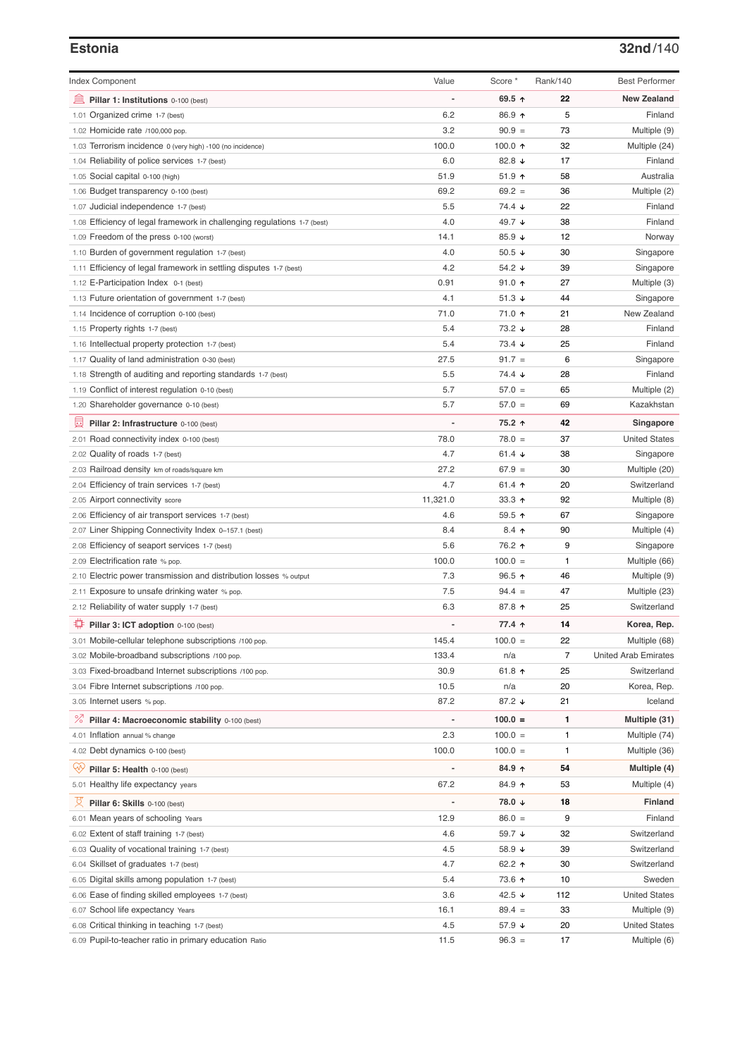## Estonia

**32nd**/140

| Index Component | Value | Score * | Rank/140 | Best Performer |
|---|---|---|---|---|
| **Pillar 1: Institutions** 0-100 (best) | - | **69.5 ↑** | **22** | **New Zealand** |
| 1.01 Organized crime 1-7 (best) | 6.2 | 86.9 ↑ | 5 | Finland |
| 1.02 Homicide rate /100,000 pop. | 3.2 | 90.9 = | 73 | Multiple (9) |
| 1.03 Terrorism incidence 0 (very high) -100 (no incidence) | 100.0 | 100.0 ↑ | 32 | Multiple (24) |
| 1.04 Reliability of police services 1-7 (best) | 6.0 | 82.8 ↓ | 17 | Finland |
| 1.05 Social capital 0-100 (high) | 51.9 | 51.9 ↑ | 58 | Australia |
| 1.06 Budget transparency 0-100 (best) | 69.2 | 69.2 = | 36 | Multiple (2) |
| 1.07 Judicial independence 1-7 (best) | 5.5 | 74.4 ↓ | 22 | Finland |
| 1.08 Efficiency of legal framework in challenging regulations 1-7 (best) | 4.0 | 49.7 ↓ | 38 | Finland |
| 1.09 Freedom of the press 0-100 (worst) | 14.1 | 85.9 ↓ | 12 | Norway |
| 1.10 Burden of government regulation 1-7 (best) | 4.0 | 50.5 ↓ | 30 | Singapore |
| 1.11 Efficiency of legal framework in settling disputes 1-7 (best) | 4.2 | 54.2 ↓ | 39 | Singapore |
| 1.12 E-Participation Index 0-1 (best) | 0.91 | 91.0 ↑ | 27 | Multiple (3) |
| 1.13 Future orientation of government 1-7 (best) | 4.1 | 51.3 ↓ | 44 | Singapore |
| 1.14 Incidence of corruption 0-100 (best) | 71.0 | 71.0 ↑ | 21 | New Zealand |
| 1.15 Property rights 1-7 (best) | 5.4 | 73.2 ↓ | 28 | Finland |
| 1.16 Intellectual property protection 1-7 (best) | 5.4 | 73.4 ↓ | 25 | Finland |
| 1.17 Quality of land administration 0-30 (best) | 27.5 | 91.7 = | 6 | Singapore |
| 1.18 Strength of auditing and reporting standards 1-7 (best) | 5.5 | 74.4 ↓ | 28 | Finland |
| 1.19 Conflict of interest regulation 0-10 (best) | 5.7 | 57.0 = | 65 | Multiple (2) |
| 1.20 Shareholder governance 0-10 (best) | 5.7 | 57.0 = | 69 | Kazakhstan |
| **Pillar 2: Infrastructure** 0-100 (best) | - | **75.2 ↑** | **42** | **Singapore** |
| 2.01 Road connectivity index 0-100 (best) | 78.0 | 78.0 = | 37 | United States |
| 2.02 Quality of roads 1-7 (best) | 4.7 | 61.4 ↓ | 38 | Singapore |
| 2.03 Railroad density km of roads/square km | 27.2 | 67.9 = | 30 | Multiple (20) |
| 2.04 Efficiency of train services 1-7 (best) | 4.7 | 61.4 ↑ | 20 | Switzerland |
| 2.05 Airport connectivity score | 11,321.0 | 33.3 ↑ | 92 | Multiple (8) |
| 2.06 Efficiency of air transport services 1-7 (best) | 4.6 | 59.5 ↑ | 67 | Singapore |
| 2.07 Liner Shipping Connectivity Index 0–157.1 (best) | 8.4 | 8.4 ↑ | 90 | Multiple (4) |
| 2.08 Efficiency of seaport services 1-7 (best) | 5.6 | 76.2 ↑ | 9 | Singapore |
| 2.09 Electrification rate % pop. | 100.0 | 100.0 = | 1 | Multiple (66) |
| 2.10 Electric power transmission and distribution losses % output | 7.3 | 96.5 ↑ | 46 | Multiple (9) |
| 2.11 Exposure to unsafe drinking water % pop. | 7.5 | 94.4 = | 47 | Multiple (23) |
| 2.12 Reliability of water supply 1-7 (best) | 6.3 | 87.8 ↑ | 25 | Switzerland |
| **Pillar 3: ICT adoption** 0-100 (best) | - | **77.4 ↑** | **14** | **Korea, Rep.** |
| 3.01 Mobile-cellular telephone subscriptions /100 pop. | 145.4 | 100.0 = | 22 | Multiple (68) |
| 3.02 Mobile-broadband subscriptions /100 pop. | 133.4 | n/a | 7 | United Arab Emirates |
| 3.03 Fixed-broadband Internet subscriptions /100 pop. | 30.9 | 61.8 ↑ | 25 | Switzerland |
| 3.04 Fibre Internet subscriptions /100 pop. | 10.5 | n/a | 20 | Korea, Rep. |
| 3.05 Internet users % pop. | 87.2 | 87.2 ↓ | 21 | Iceland |
| **Pillar 4: Macroeconomic stability** 0-100 (best) | - | **100.0 =** | **1** | **Multiple (31)** |
| 4.01 Inflation annual % change | 2.3 | 100.0 = | 1 | Multiple (74) |
| 4.02 Debt dynamics 0-100 (best) | 100.0 | 100.0 = | 1 | Multiple (36) |
| **Pillar 5: Health** 0-100 (best) | - | **84.9 ↑** | **54** | **Multiple (4)** |
| 5.01 Healthy life expectancy years | 67.2 | 84.9 ↑ | 53 | Multiple (4) |
| **Pillar 6: Skills** 0-100 (best) | - | **78.0 ↓** | **18** | **Finland** |
| 6.01 Mean years of schooling Years | 12.9 | 86.0 = | 9 | Finland |
| 6.02 Extent of staff training 1-7 (best) | 4.6 | 59.7 ↓ | 32 | Switzerland |
| 6.03 Quality of vocational training 1-7 (best) | 4.5 | 58.9 ↓ | 39 | Switzerland |
| 6.04 Skillset of graduates 1-7 (best) | 4.7 | 62.2 ↑ | 30 | Switzerland |
| 6.05 Digital skills among population 1-7 (best) | 5.4 | 73.6 ↑ | 10 | Sweden |
| 6.06 Ease of finding skilled employees 1-7 (best) | 3.6 | 42.5 ↓ | 112 | United States |
| 6.07 School life expectancy Years | 16.1 | 89.4 = | 33 | Multiple (9) |
| 6.08 Critical thinking in teaching 1-7 (best) | 4.5 | 57.9 ↓ | 20 | United States |
| 6.09 Pupil-to-teacher ratio in primary education Ratio | 11.5 | 96.3 = | 17 | Multiple (6) |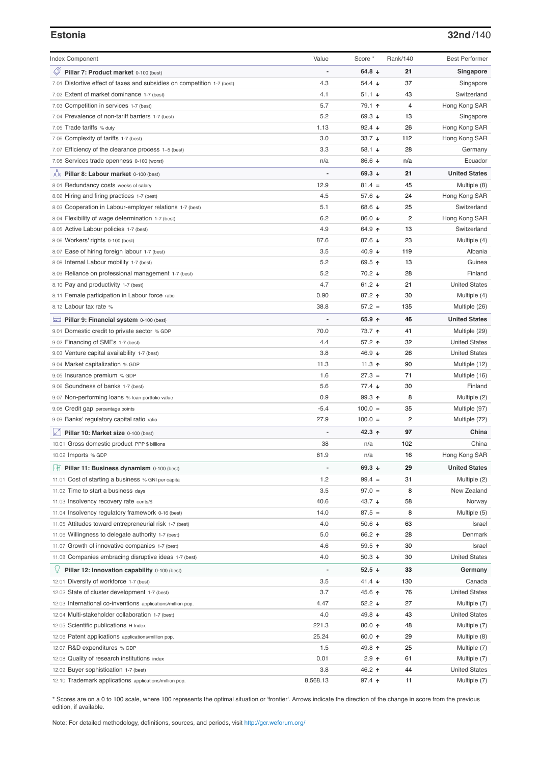## Estonia

**32nd**/140

| Index Component | Value | Score * | Rank/140 | Best Performer |
|---|---|---|---|---|
| **Pillar 7: Product market** 0-100 (best) | - | **64.8 ↓** | **21** | **Singapore** |
| 7.01 Distortive effect of taxes and subsidies on competition 1-7 (best) | 4.3 | 54.4 ↓ | 37 | Singapore |
| 7.02 Extent of market dominance 1-7 (best) | 4.1 | 51.1 ↓ | 43 | Switzerland |
| 7.03 Competition in services 1-7 (best) | 5.7 | 79.1 ↑ | 4 | Hong Kong SAR |
| 7.04 Prevalence of non-tariff barriers 1-7 (best) | 5.2 | 69.3 ↓ | 13 | Singapore |
| 7.05 Trade tariffs % duty | 1.13 | 92.4 ↓ | 26 | Hong Kong SAR |
| 7.06 Complexity of tariffs 1-7 (best) | 3.0 | 33.7 ↓ | 112 | Hong Kong SAR |
| 7.07 Efficiency of the clearance process 1–5 (best) | 3.3 | 58.1 ↓ | 28 | Germany |
| 7.08 Services trade openness 0-100 (worst) | n/a | 86.6 ↓ | n/a | Ecuador |
| **Pillar 8: Labour market** 0-100 (best) | - | **69.3 ↓** | **21** | **United States** |
| 8.01 Redundancy costs weeks of salary | 12.9 | 81.4 = | 45 | Multiple (8) |
| 8.02 Hiring and firing practices 1-7 (best) | 4.5 | 57.6 ↓ | 24 | Hong Kong SAR |
| 8.03 Cooperation in Labour-employer relations 1-7 (best) | 5.1 | 68.6 ↓ | 25 | Switzerland |
| 8.04 Flexibility of wage determination 1-7 (best) | 6.2 | 86.0 ↓ | 2 | Hong Kong SAR |
| 8.05 Active Labour policies 1-7 (best) | 4.9 | 64.9 ↑ | 13 | Switzerland |
| 8.06 Workers' rights 0-100 (best) | 87.6 | 87.6 ↓ | 23 | Multiple (4) |
| 8.07 Ease of hiring foreign labour 1-7 (best) | 3.5 | 40.9 ↓ | 119 | Albania |
| 8.08 Internal Labour mobility 1-7 (best) | 5.2 | 69.5 ↑ | 13 | Guinea |
| 8.09 Reliance on professional management 1-7 (best) | 5.2 | 70.2 ↓ | 28 | Finland |
| 8.10 Pay and productivity 1-7 (best) | 4.7 | 61.2 ↓ | 21 | United States |
| 8.11 Female participation in Labour force ratio | 0.90 | 87.2 ↑ | 30 | Multiple (4) |
| 8.12 Labour tax rate % | 38.8 | 57.2 = | 135 | Multiple (26) |
| **Pillar 9: Financial system** 0-100 (best) | - | **65.9 ↑** | **46** | **United States** |
| 9.01 Domestic credit to private sector % GDP | 70.0 | 73.7 ↑ | 41 | Multiple (29) |
| 9.02 Financing of SMEs 1-7 (best) | 4.4 | 57.2 ↑ | 32 | United States |
| 9.03 Venture capital availability 1-7 (best) | 3.8 | 46.9 ↓ | 26 | United States |
| 9.04 Market capitalization % GDP | 11.3 | 11.3 ↑ | 90 | Multiple (12) |
| 9.05 Insurance premium % GDP | 1.6 | 27.3 = | 71 | Multiple (16) |
| 9.06 Soundness of banks 1-7 (best) | 5.6 | 77.4 ↓ | 30 | Finland |
| 9.07 Non-performing loans % loan portfolio value | 0.9 | 99.3 ↑ | 8 | Multiple (2) |
| 9.08 Credit gap percentage points | -5.4 | 100.0 = | 35 | Multiple (97) |
| 9.09 Banks' regulatory capital ratio ratio | 27.9 | 100.0 = | 2 | Multiple (72) |
| **Pillar 10: Market size** 0-100 (best) | - | **42.3 ↑** | **97** | **China** |
| 10.01 Gross domestic product PPP $ billions | 38 | n/a | 102 | China |
| 10.02 Imports % GDP | 81.9 | n/a | 16 | Hong Kong SAR |
| **Pillar 11: Business dynamism** 0-100 (best) | - | **69.3 ↓** | **29** | **United States** |
| 11.01 Cost of starting a business % GNI per capita | 1.2 | 99.4 = | 31 | Multiple (2) |
| 11.02 Time to start a business days | 3.5 | 97.0 = | 8 | New Zealand |
| 11.03 Insolvency recovery rate cents/$ | 40.6 | 43.7 ↓ | 58 | Norway |
| 11.04 Insolvency regulatory framework 0-16 (best) | 14.0 | 87.5 = | 8 | Multiple (5) |
| 11.05 Attitudes toward entrepreneurial risk 1-7 (best) | 4.0 | 50.6 ↓ | 63 | Israel |
| 11.06 Willingness to delegate authority 1-7 (best) | 5.0 | 66.2 ↑ | 28 | Denmark |
| 11.07 Growth of innovative companies 1-7 (best) | 4.6 | 59.5 ↑ | 30 | Israel |
| 11.08 Companies embracing disruptive ideas 1-7 (best) | 4.0 | 50.3 ↓ | 30 | United States |
| **Pillar 12: Innovation capability** 0-100 (best) | - | **52.5 ↓** | **33** | **Germany** |
| 12.01 Diversity of workforce 1-7 (best) | 3.5 | 41.4 ↓ | 130 | Canada |
| 12.02 State of cluster development 1-7 (best) | 3.7 | 45.6 ↑ | 76 | United States |
| 12.03 International co-inventions applications/million pop. | 4.47 | 52.2 ↓ | 27 | Multiple (7) |
| 12.04 Multi-stakeholder collaboration 1-7 (best) | 4.0 | 49.8 ↓ | 43 | United States |
| 12.05 Scientific publications H Index | 221.3 | 80.0 ↑ | 48 | Multiple (7) |
| 12.06 Patent applications applications/million pop. | 25.24 | 60.0 ↑ | 29 | Multiple (8) |
| 12.07 R&D expenditures % GDP | 1.5 | 49.8 ↑ | 25 | Multiple (7) |
| 12.08 Quality of research institutions index | 0.01 | 2.9 ↑ | 61 | Multiple (7) |
| 12.09 Buyer sophistication 1-7 (best) | 3.8 | 46.2 ↑ | 44 | United States |
| 12.10 Trademark applications applications/million pop. | 8,568.13 | 97.4 ↑ | 11 | Multiple (7) |

* Scores are on a 0 to 100 scale, where 100 represents the optimal situation or 'frontier'. Arrows indicate the direction of the change in score from the previous edition, if available.

Note: For detailed methodology, definitions, sources, and periods, visit http://gcr.weforum.org/